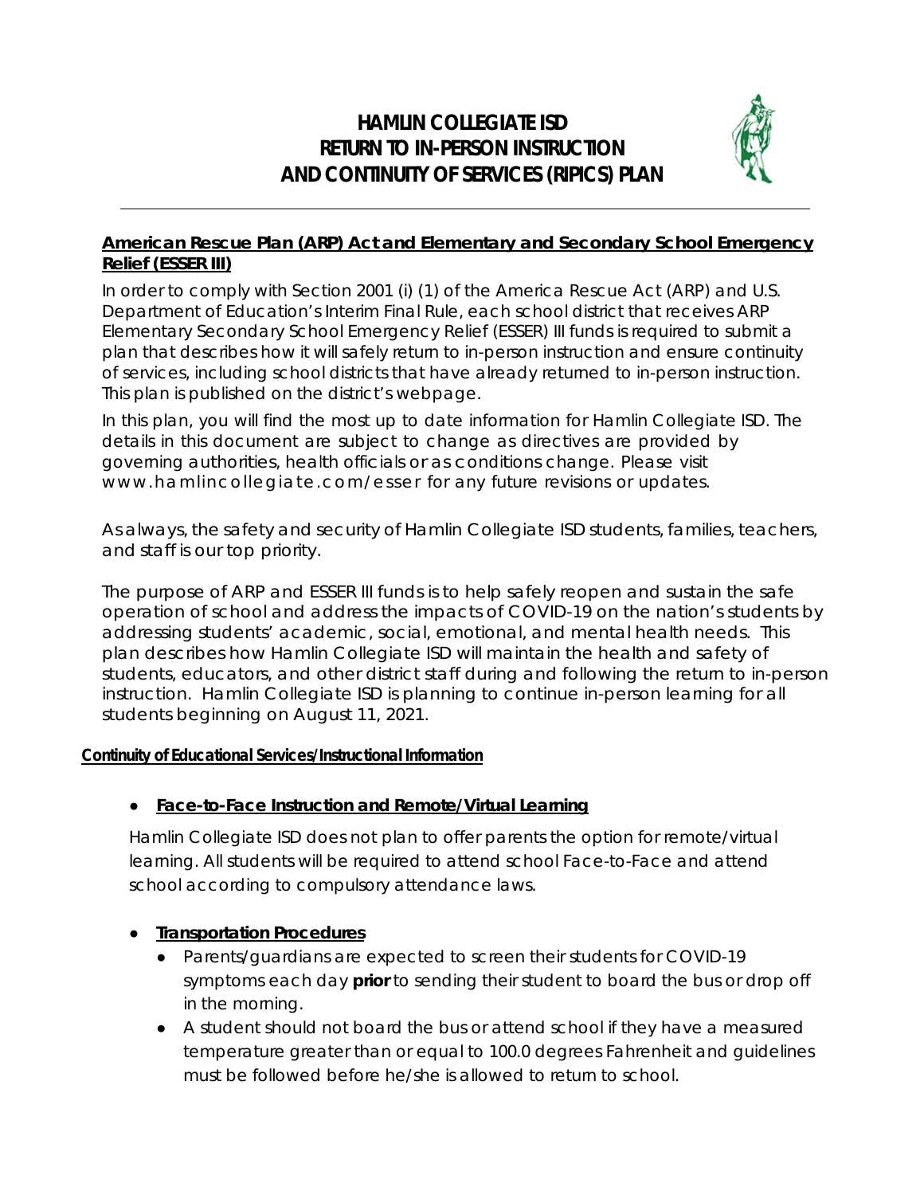# HAMLIN COLLEGIATE ISD
# RETURN TO IN-PERSON INSTRUCTION
# AND CONTINUITY OF SERVICES (RIPICS) PLAN

## American Rescue Plan (ARP) Act and Elementary and Secondary School Emergency Relief (ESSER III)

In order to comply with Section 2001 (i) (1) of the America Rescue Act (ARP) and U.S. Department of Education's Interim Final Rule, each school district that receives ARP Elementary Secondary School Emergency Relief (ESSER) III funds is required to submit a plan that describes how it will safely return to in-person instruction and ensure continuity of services, including school districts that have already returned to in-person instruction. This plan is published on the district's webpage.

In this plan, you will find the most up to date information for Hamlin Collegiate ISD. The details in this document are subject to change as directives are provided by governing authorities, health officials or as conditions change. Please visit www.hamlincollegiate.com/esser for any future revisions or updates.

As always, the safety and security of Hamlin Collegiate ISD students, families, teachers, and staff is our top priority.

The purpose of ARP and ESSER III funds is to help safely reopen and sustain the safe operation of school and address the impacts of COVID-19 on the nation's students by addressing students' academic, social, emotional, and mental health needs. This plan describes how Hamlin Collegiate ISD will maintain the health and safety of students, educators, and other district staff during and following the return to in-person instruction. Hamlin Collegiate ISD is planning to continue in-person learning for all students beginning on August 11, 2021.

### Continuity of Educational Services/Instructional Information

- **Face-to-Face Instruction and Remote/Virtual Learning**

  Hamlin Collegiate ISD does not plan to offer parents the option for remote/virtual learning. All students will be required to attend school Face-to-Face and attend school according to compulsory attendance laws.

- **Transportation Procedures**
  - Parents/guardians are expected to screen their students for COVID-19 symptoms each day **prior** to sending their student to board the bus or drop off in the morning.
  - A student should not board the bus or attend school if they have a measured temperature greater than or equal to 100.0 degrees Fahrenheit and guidelines must be followed before he/she is allowed to return to school.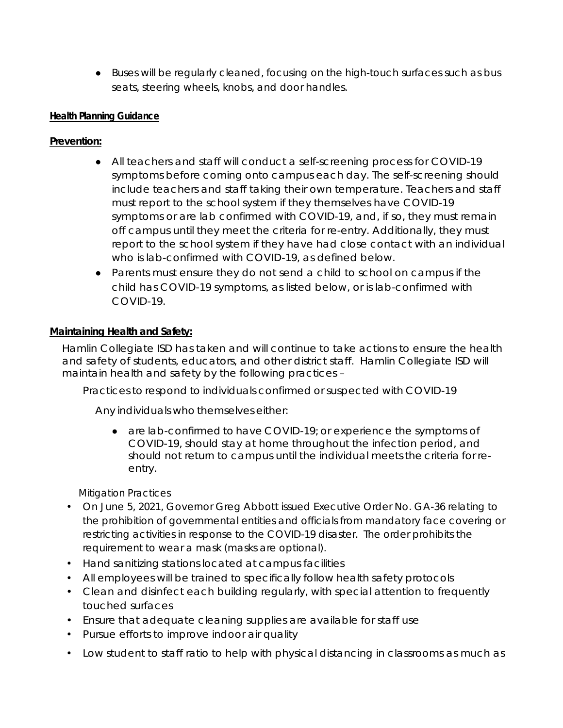- Buses will be regularly cleaned, focusing on the high-touch surfaces such as bus seats, steering wheels, knobs, and door handles.

**Health Planning Guidance**

**Prevention:**

- All teachers and staff will conduct a self-screening process for COVID-19 symptoms before coming onto campus each day. The self-screening should include teachers and staff taking their own temperature. Teachers and staff must report to the school system if they themselves have COVID-19 symptoms or are lab confirmed with COVID-19, and, if so, they must remain off campus until they meet the criteria for re-entry. Additionally, they must report to the school system if they have had close contact with an individual who is lab-confirmed with COVID-19, as defined below.
- Parents must ensure they do not send a child to school on campus if the child has COVID-19 symptoms, as listed below, or is lab-confirmed with COVID-19.

**Maintaining Health and Safety:**

Hamlin Collegiate ISD has taken and will continue to take actions to ensure the health and safety of students, educators, and other district staff. Hamlin Collegiate ISD will maintain health and safety by the following practices –

Practices to respond to individuals confirmed or suspected with COVID-19

Any individuals who themselves either:

- are lab-confirmed to have COVID-19; or experience the symptoms of COVID-19, should stay at home throughout the infection period, and should not return to campus until the individual meets the criteria for re-entry.

Mitigation Practices

- On June 5, 2021, Governor Greg Abbott issued Executive Order No. GA-36 relating to the prohibition of governmental entities and officials from mandatory face covering or restricting activities in response to the COVID-19 disaster. The order prohibits the requirement to wear a mask (masks are optional).
- Hand sanitizing stations located at campus facilities
- All employees will be trained to specifically follow health safety protocols
- Clean and disinfect each building regularly, with special attention to frequently touched surfaces
- Ensure that adequate cleaning supplies are available for staff use
- Pursue efforts to improve indoor air quality
- Low student to staff ratio to help with physical distancing in classrooms as much as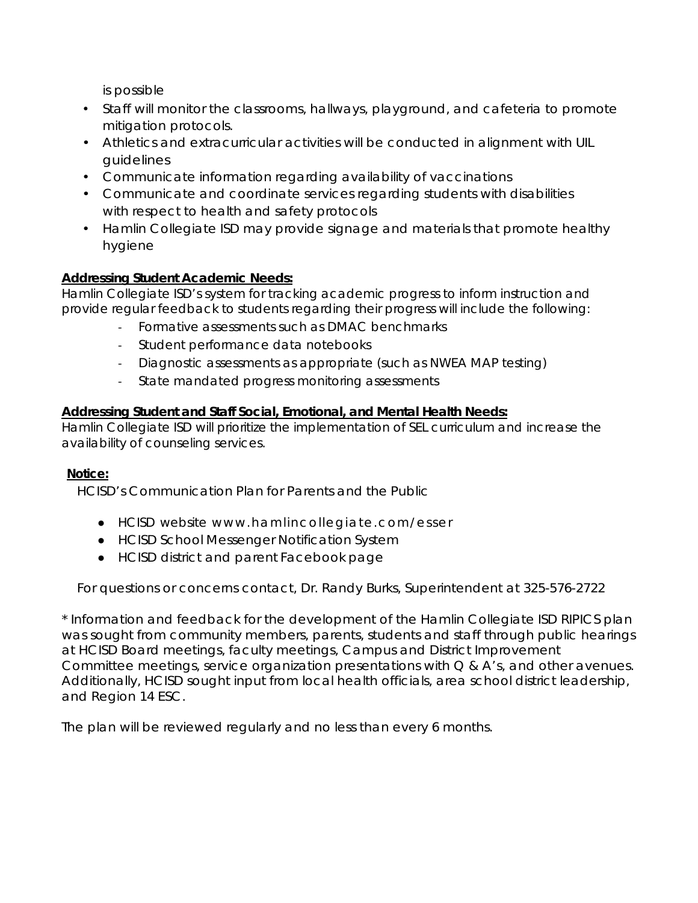is possible

- Staff will monitor the classrooms, hallways, playground, and cafeteria to promote mitigation protocols.
- Athletics and extracurricular activities will be conducted in alignment with UIL guidelines
- Communicate information regarding availability of vaccinations
- Communicate and coordinate services regarding students with disabilities with respect to health and safety protocols
- Hamlin Collegiate ISD may provide signage and materials that promote healthy hygiene

**Addressing Student Academic Needs:**

Hamlin Collegiate ISD's system for tracking academic progress to inform instruction and provide regular feedback to students regarding their progress will include the following:

- Formative assessments such as DMAC benchmarks
- Student performance data notebooks
- Diagnostic assessments as appropriate (such as NWEA MAP testing)
- State mandated progress monitoring assessments

**Addressing Student and Staff Social, Emotional, and Mental Health Needs:**

Hamlin Collegiate ISD will prioritize the implementation of SEL curriculum and increase the availability of counseling services.

**Notice:**

HCISD's Communication Plan for Parents and the Public

- HCISD website www.hamlincollegiate.com/esser
- HCISD School Messenger Notification System
- HCISD district and parent Facebook page

For questions or concerns contact, Dr. Randy Burks, Superintendent at 325-576-2722

* Information and feedback for the development of the Hamlin Collegiate ISD RIPICS plan was sought from community members, parents, students and staff through public hearings at HCISD Board meetings, faculty meetings, Campus and District Improvement Committee meetings, service organization presentations with Q & A's, and other avenues. Additionally, HCISD sought input from local health officials, area school district leadership, and Region 14 ESC.

The plan will be reviewed regularly and no less than every 6 months.